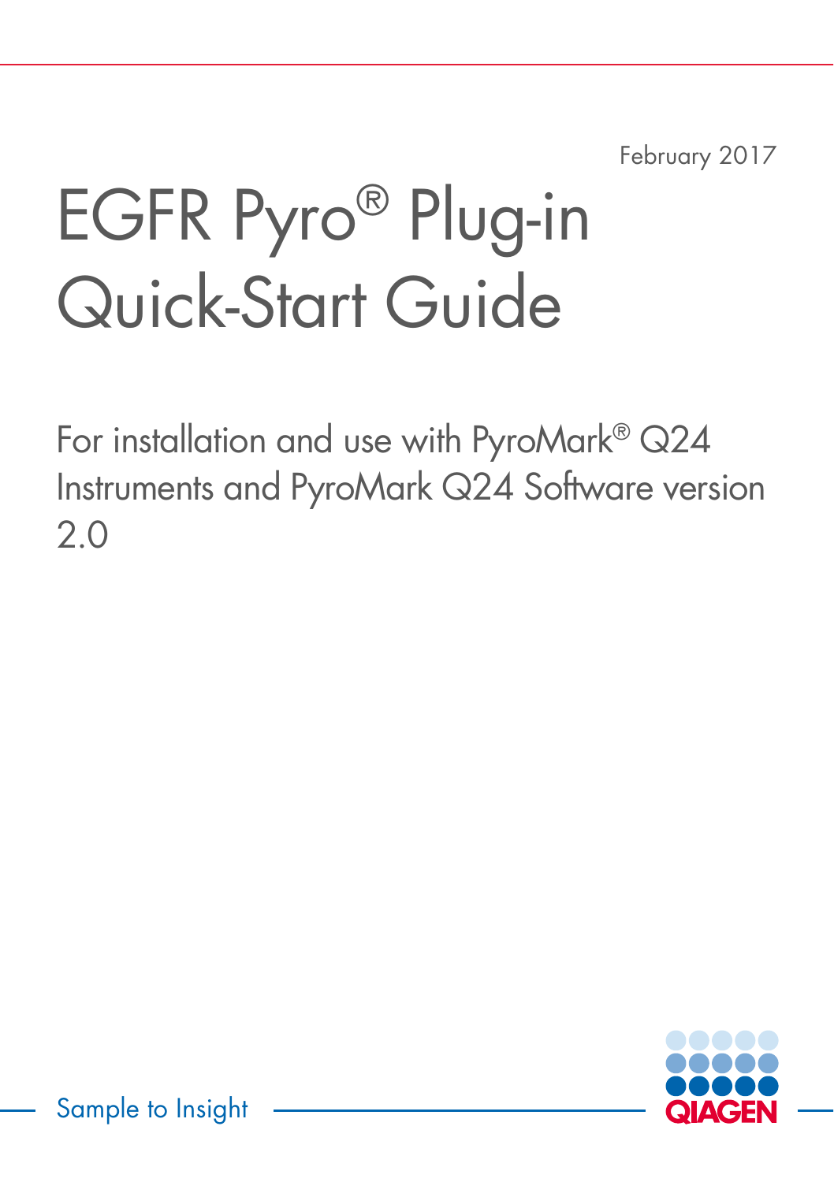February 2017

# EGFR Pyro® Plug-in Quick-Start Guide

For installation and use with PyroMark® Q24 Instruments and PyroMark Q24 Software version 2.0

Sample to Insight

QIAGEN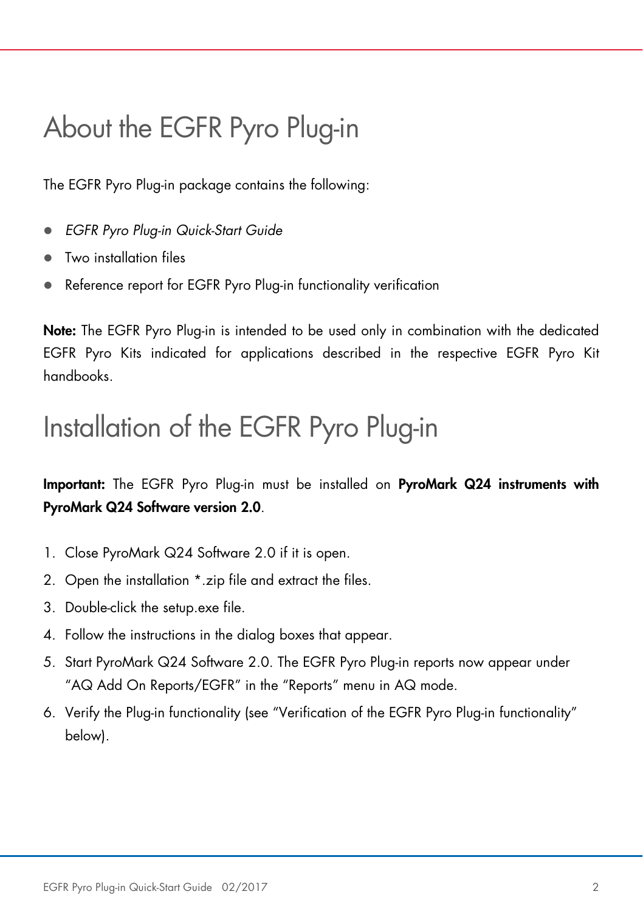# About the EGFR Pyro Plug-in

The EGFR Pyro Plug-in package contains the following:

- *EGFR Pyro Plug-in Quick-Start Guide*
- Two installation files
- Reference report for EGFR Pyro Plug-in functionality verification

**Note:** The EGFR Pyro Plug-in is intended to be used only in combination with the dedicated EGFR Pyro Kits indicated for applications described in the respective EGFR Pyro Kit handbooks.

# Installation of the EGFR Pyro Plug-in

**Important:** The EGFR Pyro Plug-in must be installed on **PyroMark Q24 instruments with PyroMark Q24 Software version 2.0**.

1. Close PyroMark Q24 Software 2.0 if it is open.
2. Open the installation *.zip file and extract the files.
3. Double-click the setup.exe file.
4. Follow the instructions in the dialog boxes that appear.
5. Start PyroMark Q24 Software 2.0. The EGFR Pyro Plug-in reports now appear under "AQ Add On Reports/EGFR" in the "Reports" menu in AQ mode.
6. Verify the Plug-in functionality (see "Verification of the EGFR Pyro Plug-in functionality" below).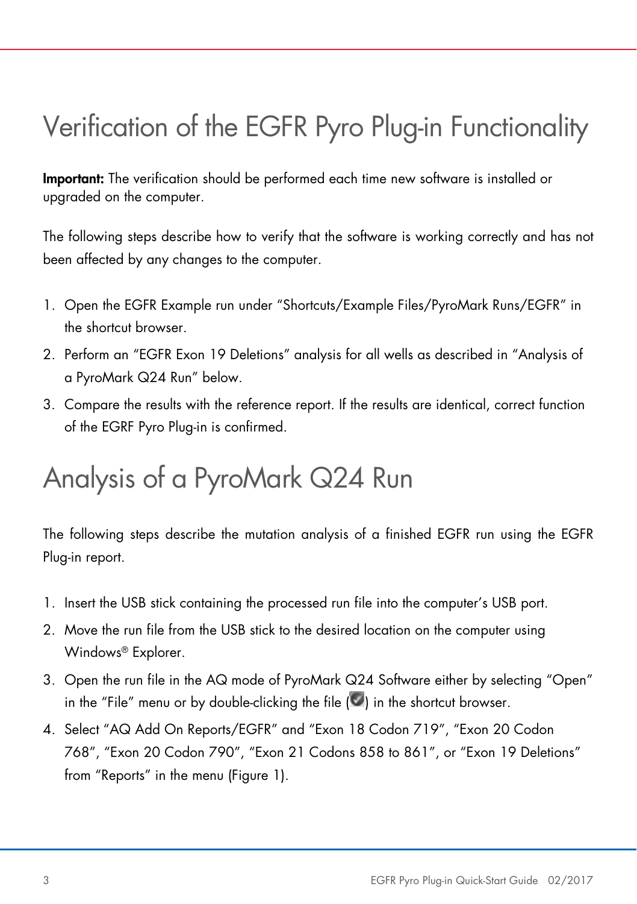# Verification of the EGFR Pyro Plug-in Functionality

**Important:** The verification should be performed each time new software is installed or upgraded on the computer.

The following steps describe how to verify that the software is working correctly and has not been affected by any changes to the computer.

1. Open the EGFR Example run under "Shortcuts/Example Files/PyroMark Runs/EGFR" in the shortcut browser.
2. Perform an "EGFR Exon 19 Deletions" analysis for all wells as described in "Analysis of a PyroMark Q24 Run" below.
3. Compare the results with the reference report. If the results are identical, correct function of the EGRF Pyro Plug-in is confirmed.

# Analysis of a PyroMark Q24 Run

The following steps describe the mutation analysis of a finished EGFR run using the EGFR Plug-in report.

1. Insert the USB stick containing the processed run file into the computer's USB port.
2. Move the run file from the USB stick to the desired location on the computer using Windows® Explorer.
3. Open the run file in the AQ mode of PyroMark Q24 Software either by selecting "Open" in the "File" menu or by double-clicking the file ( ) in the shortcut browser.
4. Select "AQ Add On Reports/EGFR" and "Exon 18 Codon 719", "Exon 20 Codon 768", "Exon 20 Codon 790", "Exon 21 Codons 858 to 861", or "Exon 19 Deletions" from "Reports" in the menu (Figure 1).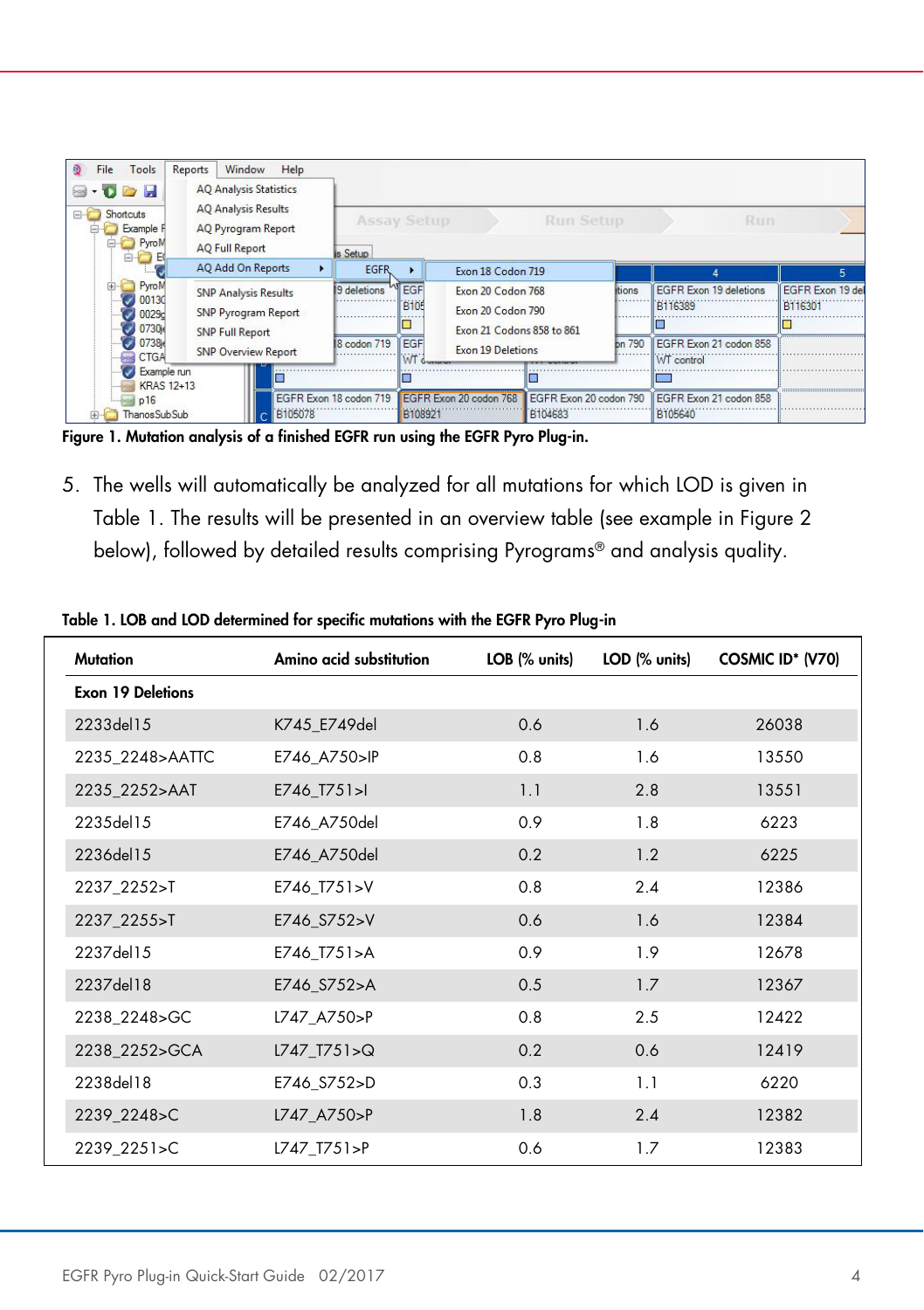Figure 1. Mutation analysis of a finished EGFR run using the EGFR Pyro Plug-in.

5. The wells will automatically be analyzed for all mutations for which LOD is given in Table 1. The results will be presented in an overview table (see example in Figure 2 below), followed by detailed results comprising Pyrograms® and analysis quality.

**Table 1. LOB and LOD determined for specific mutations with the EGFR Pyro Plug-in**

| Mutation | Amino acid substitution | LOB (% units) | LOD (% units) | COSMIC ID* (V70) |
|---|---|---|---|---|
| **Exon 19 Deletions** | | | | |
| 2233del15 | K745_E749del | 0.6 | 1.6 | 26038 |
| 2235_2248>AATTC | E746_A750>IP | 0.8 | 1.6 | 13550 |
| 2235_2252>AAT | E746_T751>I | 1.1 | 2.8 | 13551 |
| 2235del15 | E746_A750del | 0.9 | 1.8 | 6223 |
| 2236del15 | E746_A750del | 0.2 | 1.2 | 6225 |
| 2237_2252>T | E746_T751>V | 0.8 | 2.4 | 12386 |
| 2237_2255>T | E746_S752>V | 0.6 | 1.6 | 12384 |
| 2237del15 | E746_T751>A | 0.9 | 1.9 | 12678 |
| 2237del18 | E746_S752>A | 0.5 | 1.7 | 12367 |
| 2238_2248>GC | L747_A750>P | 0.8 | 2.5 | 12422 |
| 2238_2252>GCA | L747_T751>Q | 0.2 | 0.6 | 12419 |
| 2238del18 | E746_S752>D | 0.3 | 1.1 | 6220 |
| 2239_2248>C | L747_A750>P | 1.8 | 2.4 | 12382 |
| 2239_2251>C | L747_T751>P | 0.6 | 1.7 | 12383 |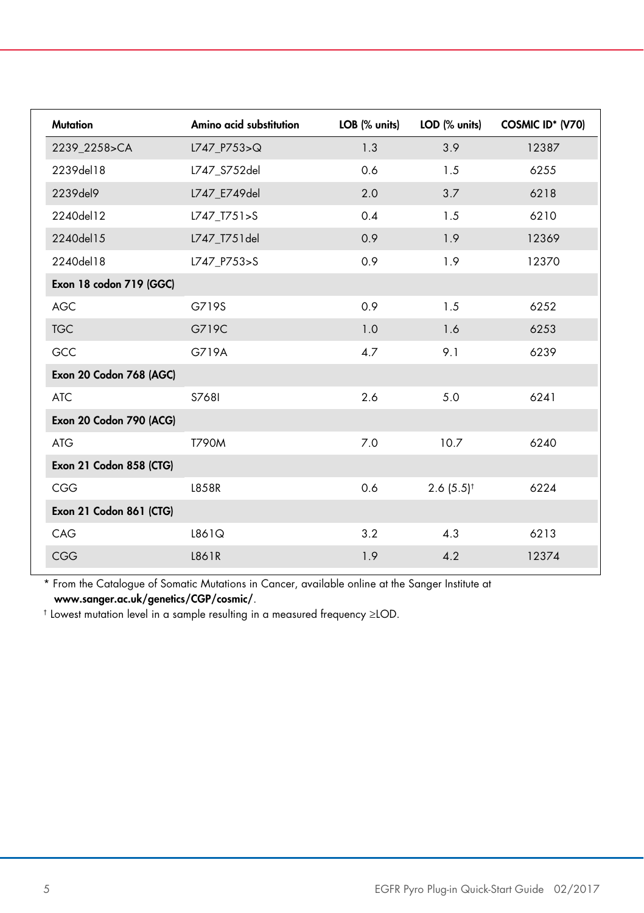| Mutation | Amino acid substitution | LOB (% units) | LOD (% units) | COSMIC ID* (V70) |
|---|---|---|---|---|
| 2239_2258>CA | L747_P753>Q | 1.3 | 3.9 | 12387 |
| 2239del18 | L747_S752del | 0.6 | 1.5 | 6255 |
| 2239del9 | L747_E749del | 2.0 | 3.7 | 6218 |
| 2240del12 | L747_T751>S | 0.4 | 1.5 | 6210 |
| 2240del15 | L747_T751del | 0.9 | 1.9 | 12369 |
| 2240del18 | L747_P753>S | 0.9 | 1.9 | 12370 |
| **Exon 18 codon 719 (GGC)** | | | | |
| AGC | G719S | 0.9 | 1.5 | 6252 |
| TGC | G719C | 1.0 | 1.6 | 6253 |
| GCC | G719A | 4.7 | 9.1 | 6239 |
| **Exon 20 Codon 768 (AGC)** | | | | |
| ATC | S768I | 2.6 | 5.0 | 6241 |
| **Exon 20 Codon 790 (ACG)** | | | | |
| ATG | T790M | 7.0 | 10.7 | 6240 |
| **Exon 21 Codon 858 (CTG)** | | | | |
| CGG | L858R | 0.6 | 2.6 (5.5)† | 6224 |
| **Exon 21 Codon 861 (CTG)** | | | | |
| CAG | L861Q | 3.2 | 4.3 | 6213 |
| CGG | L861R | 1.9 | 4.2 | 12374 |

\* From the Catalogue of Somatic Mutations in Cancer, available online at the Sanger Institute at **www.sanger.ac.uk/genetics/CGP/cosmic/**.

† Lowest mutation level in a sample resulting in a measured frequency ≥LOD.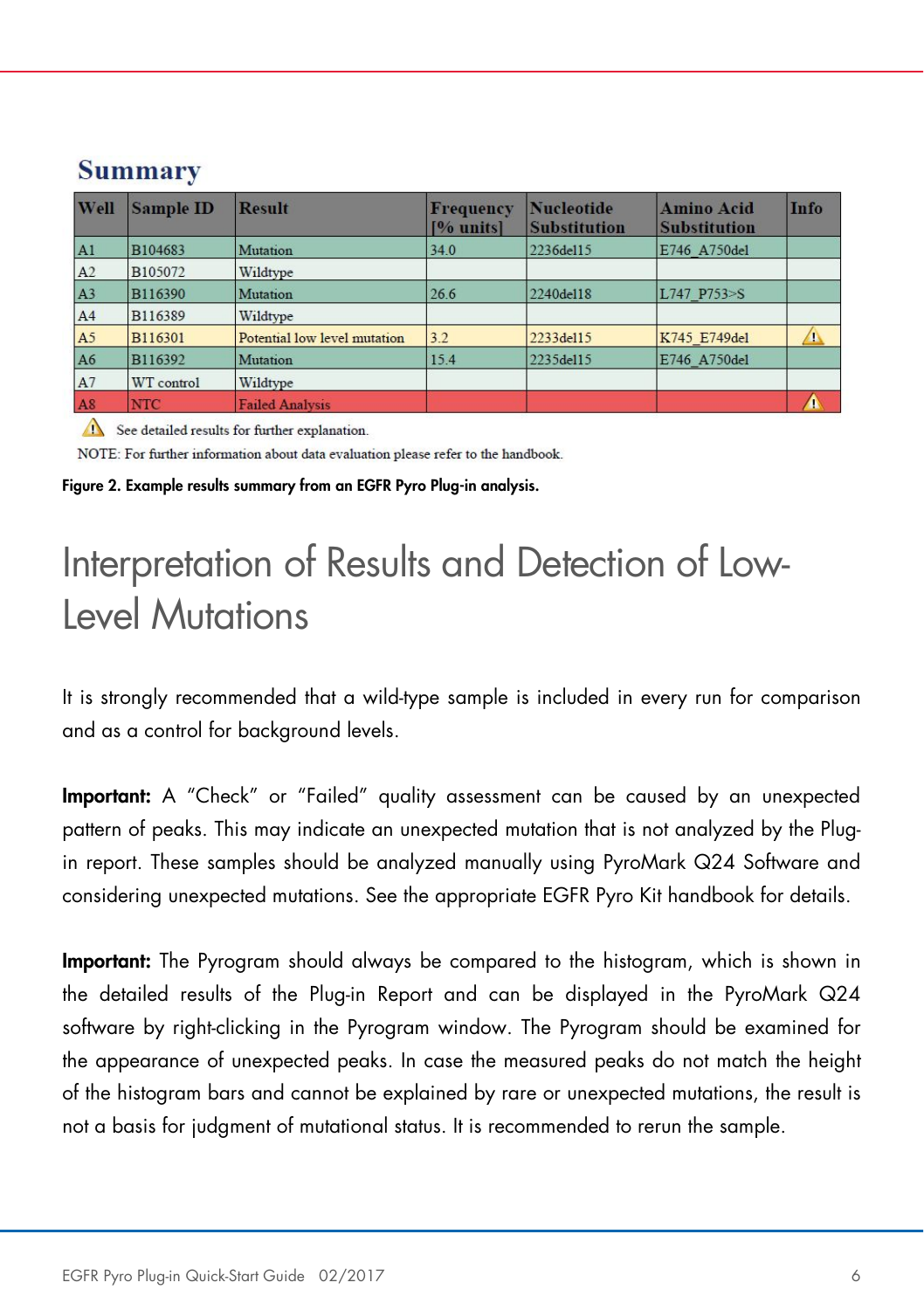## Summary

| Well | Sample ID | Result | Frequency [% units] | Nucleotide Substitution | Amino Acid Substitution | Info |
|---|---|---|---|---|---|---|
| A1 | B104683 | Mutation | 34.0 | 2236del15 | E746_A750del | |
| A2 | B105072 | Wildtype | | | | |
| A3 | B116390 | Mutation | 26.6 | 2240del18 | L747_P753>S | |
| A4 | B116389 | Wildtype | | | | |
| A5 | B116301 | Potential low level mutation | 3.2 | 2233del15 | K745_E749del | ⚠ |
| A6 | B116392 | Mutation | 15.4 | 2235del15 | E746_A750del | |
| A7 | WT control | Wildtype | | | | |
| A8 | NTC | Failed Analysis | | | | ⚠ |

⚠ See detailed results for further explanation.

NOTE: For further information about data evaluation please refer to the handbook.

**Figure 2. Example results summary from an EGFR Pyro Plug-in analysis.**

# Interpretation of Results and Detection of Low-Level Mutations

It is strongly recommended that a wild-type sample is included in every run for comparison and as a control for background levels.

**Important:** A "Check" or "Failed" quality assessment can be caused by an unexpected pattern of peaks. This may indicate an unexpected mutation that is not analyzed by the Plug-in report. These samples should be analyzed manually using PyroMark Q24 Software and considering unexpected mutations. See the appropriate EGFR Pyro Kit handbook for details.

**Important:** The Pyrogram should always be compared to the histogram, which is shown in the detailed results of the Plug-in Report and can be displayed in the PyroMark Q24 software by right-clicking in the Pyrogram window. The Pyrogram should be examined for the appearance of unexpected peaks. In case the measured peaks do not match the height of the histogram bars and cannot be explained by rare or unexpected mutations, the result is not a basis for judgment of mutational status. It is recommended to rerun the sample.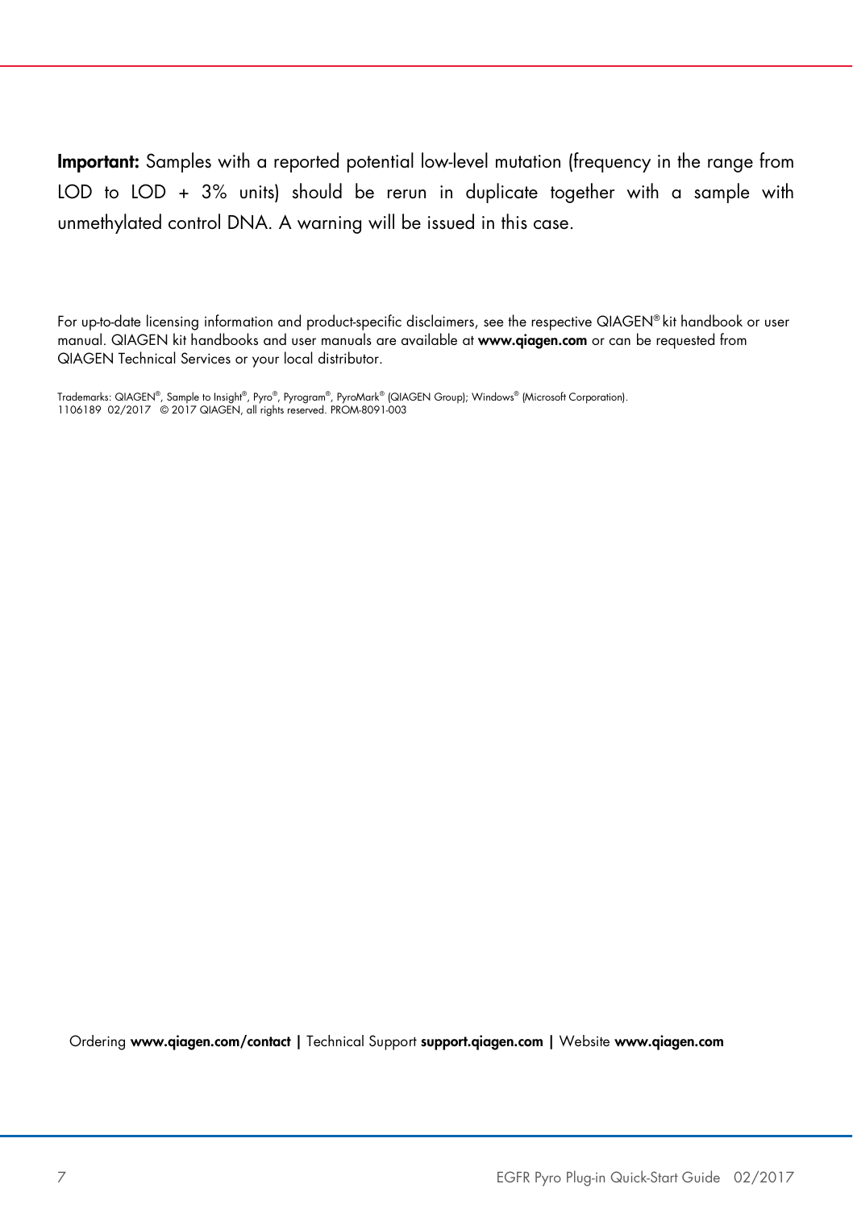**Important:** Samples with a reported potential low-level mutation (frequency in the range from LOD to LOD + 3% units) should be rerun in duplicate together with a sample with unmethylated control DNA. A warning will be issued in this case.

For up-to-date licensing information and product-specific disclaimers, see the respective QIAGEN® kit handbook or user manual. QIAGEN kit handbooks and user manuals are available at **www.qiagen.com** or can be requested from QIAGEN Technical Services or your local distributor.

Trademarks: QIAGEN®, Sample to Insight®, Pyro®, Pyrogram®, PyroMark® (QIAGEN Group); Windows® (Microsoft Corporation).
1106189 02/2017 © 2017 QIAGEN, all rights reserved. PROM-8091-003

Ordering **www.qiagen.com/contact** | Technical Support **support.qiagen.com** | Website **www.qiagen.com**